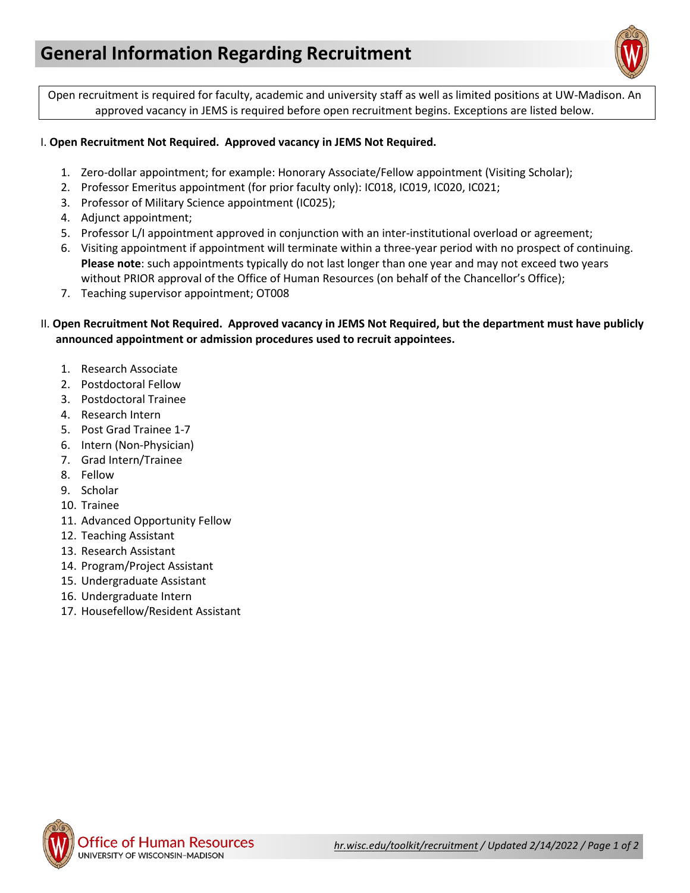# General Information Regarding Recruitment

Open recruitment is required for faculty, academic and university staff as well as limited positions at UW-Madison. An approved vacancy in JEMS is required before open recruitment begins. Exceptions are listed below.

I. **Open Recruitment Not Required. Approved vacancy in JEMS Not Required.**

1. Zero-dollar appointment; for example: Honorary Associate/Fellow appointment (Visiting Scholar);
2. Professor Emeritus appointment (for prior faculty only): IC018, IC019, IC020, IC021;
3. Professor of Military Science appointment (IC025);
4. Adjunct appointment;
5. Professor L/I appointment approved in conjunction with an inter-institutional overload or agreement;
6. Visiting appointment if appointment will terminate within a three-year period with no prospect of continuing. **Please note**: such appointments typically do not last longer than one year and may not exceed two years without PRIOR approval of the Office of Human Resources (on behalf of the Chancellor's Office);
7. Teaching supervisor appointment; OT008

II. **Open Recruitment Not Required. Approved vacancy in JEMS Not Required, but the department must have publicly announced appointment or admission procedures used to recruit appointees.**

1. Research Associate
2. Postdoctoral Fellow
3. Postdoctoral Trainee
4. Research Intern
5. Post Grad Trainee 1-7
6. Intern (Non-Physician)
7. Grad Intern/Trainee
8. Fellow
9. Scholar
10. Trainee
11. Advanced Opportunity Fellow
12. Teaching Assistant
13. Research Assistant
14. Program/Project Assistant
15. Undergraduate Assistant
16. Undergraduate Intern
17. Housefellow/Resident Assistant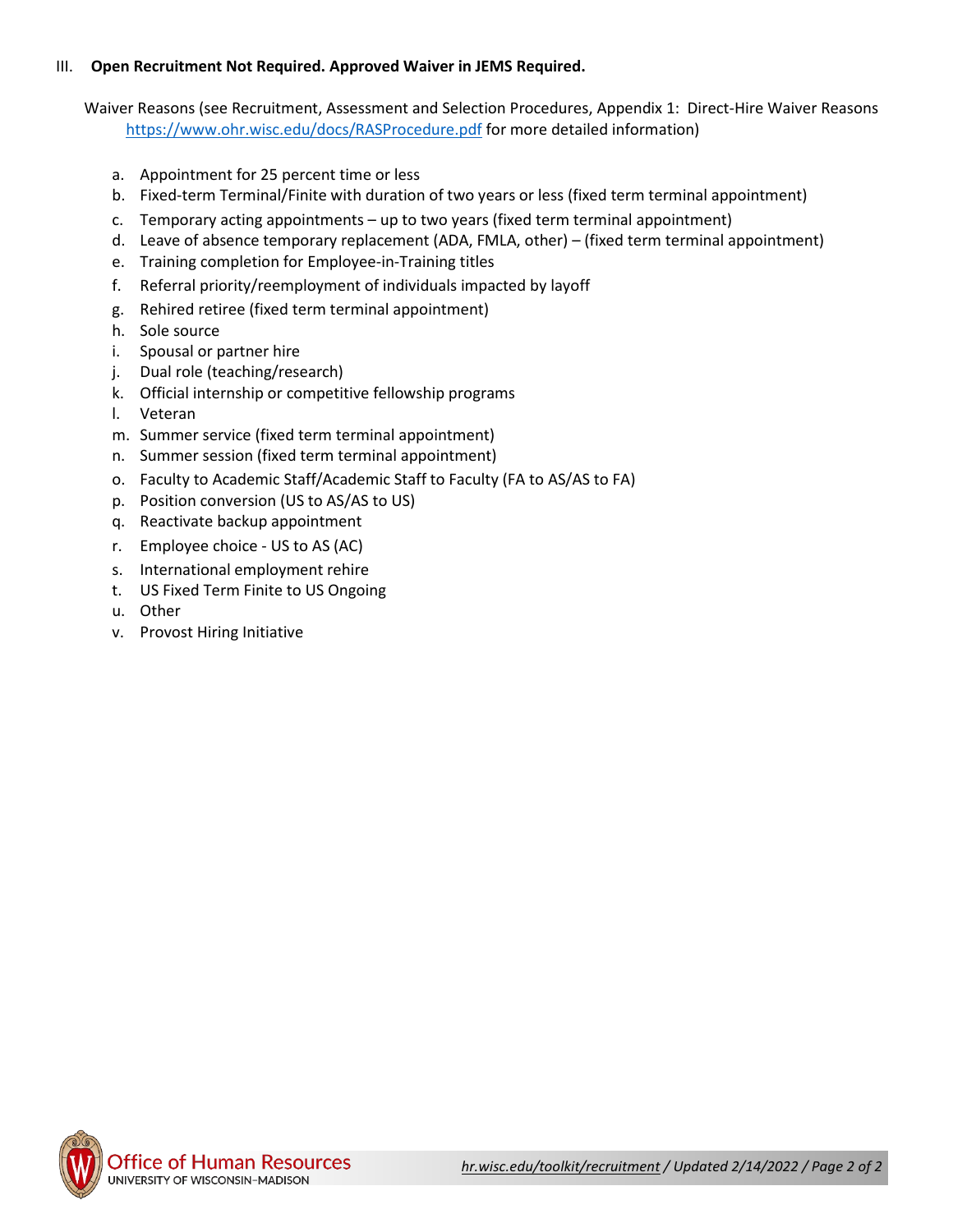III. **Open Recruitment Not Required. Approved Waiver in JEMS Required.**

Waiver Reasons (see Recruitment, Assessment and Selection Procedures, Appendix 1: Direct-Hire Waiver Reasons https://www.ohr.wisc.edu/docs/RASProcedure.pdf for more detailed information)

a. Appointment for 25 percent time or less
b. Fixed-term Terminal/Finite with duration of two years or less (fixed term terminal appointment)
c. Temporary acting appointments – up to two years (fixed term terminal appointment)
d. Leave of absence temporary replacement (ADA, FMLA, other) – (fixed term terminal appointment)
e. Training completion for Employee-in-Training titles
f. Referral priority/reemployment of individuals impacted by layoff
g. Rehired retiree (fixed term terminal appointment)
h. Sole source
i. Spousal or partner hire
j. Dual role (teaching/research)
k. Official internship or competitive fellowship programs
l. Veteran
m. Summer service (fixed term terminal appointment)
n. Summer session (fixed term terminal appointment)
o. Faculty to Academic Staff/Academic Staff to Faculty (FA to AS/AS to FA)
p. Position conversion (US to AS/AS to US)
q. Reactivate backup appointment
r. Employee choice - US to AS (AC)
s. International employment rehire
t. US Fixed Term Finite to US Ongoing
u. Other
v. Provost Hiring Initiative